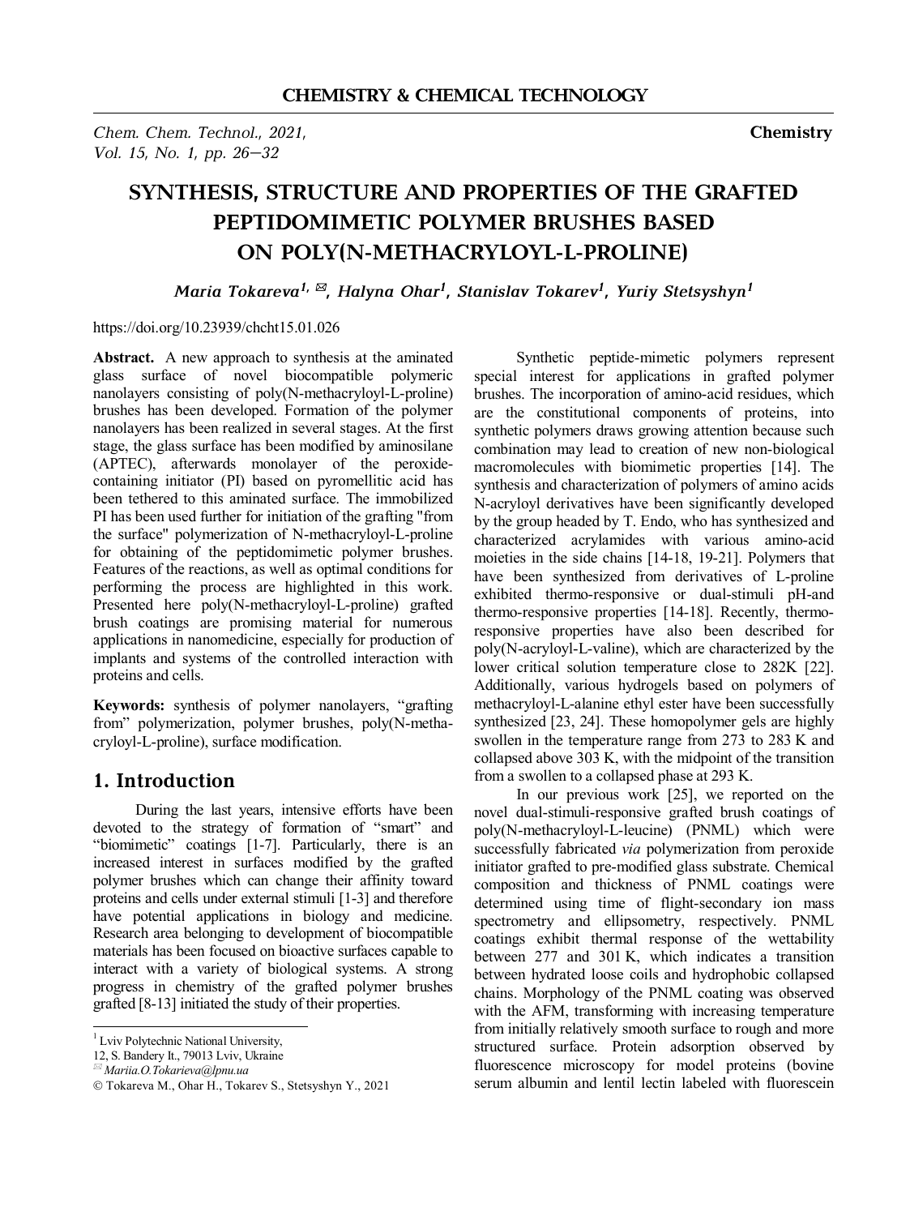# SYNTHESIS, STRUCTURE AND PROPERTIES OF THE GRAFTED PEPTIDOMIMETIC POLYMER BRUSHES BASED ON POLY(N-METHACRYLOYL-L-PROLINE)

*Maria Tokareva[1, ✉], Halyna Ohar[1], Stanislav Tokarev[1], Yuriy Stetsyshyn[1]*

https://doi.org/10.23939/chcht15.01.026

**Abstract.** A new approach to synthesis at the aminated glass surface of novel biocompatible polymeric nanolayers consisting of poly(N-methacryloyl-L-proline) brushes has been developed. Formation of the polymer nanolayers has been realized in several stages. At the first stage, the glass surface has been modified by aminosilane (APTEC), afterwards monolayer of the peroxide-containing initiator (PI) based on pyromellitic acid has been tethered to this aminated surface. The immobilized PI has been used further for initiation of the grafting "from the surface" polymerization of N-methacryloyl-L-proline for obtaining of the peptidomimetic polymer brushes. Features of the reactions, as well as optimal conditions for performing the process are highlighted in this work. Presented here poly(N-methacryloyl-L-proline) grafted brush coatings are promising material for numerous applications in nanomedicine, especially for production of implants and systems of the controlled interaction with proteins and cells.

**Keywords:** synthesis of polymer nanolayers, "grafting from" polymerization, polymer brushes, poly(N-methacryloyl-L-proline), surface modification.

## 1. Introduction

During the last years, intensive efforts have been devoted to the strategy of formation of "smart" and "biomimetic" coatings [1-7]. Particularly, there is an increased interest in surfaces modified by the grafted polymer brushes which can change their affinity toward proteins and cells under external stimuli [1-3] and therefore have potential applications in biology and medicine. Research area belonging to development of biocompatible materials has been focused on bioactive surfaces capable to interact with a variety of biological systems. A strong progress in chemistry of the grafted polymer brushes grafted [8-13] initiated the study of their properties.

Synthetic peptide-mimetic polymers represent special interest for applications in grafted polymer brushes. The incorporation of amino-acid residues, which are the constitutional components of proteins, into synthetic polymers draws growing attention because such combination may lead to creation of new non-biological macromolecules with biomimetic properties [14]. The synthesis and characterization of polymers of amino acids N-acryloyl derivatives have been significantly developed by the group headed by T. Endo, who has synthesized and characterized acrylamides with various amino-acid moieties in the side chains [14-18, 19-21]. Polymers that have been synthesized from derivatives of L-proline exhibited thermo-responsive or dual-stimuli pH-and thermo-responsive properties [14-18]. Recently, thermo-responsive properties have also been described for poly(N-acryloyl-L-valine), which are characterized by the lower critical solution temperature close to 282K [22]. Additionally, various hydrogels based on polymers of methacryloyl-L-alanine ethyl ester have been successfully synthesized [23, 24]. These homopolymer gels are highly swollen in the temperature range from 273 to 283 K and collapsed above 303 K, with the midpoint of the transition from a swollen to a collapsed phase at 293 K.

In our previous work [25], we reported on the novel dual-stimuli-responsive grafted brush coatings of poly(N-methacryloyl-L-leucine) (PNML) which were successfully fabricated *via* polymerization from peroxide initiator grafted to pre-modified glass substrate. Chemical composition and thickness of PNML coatings were determined using time of flight-secondary ion mass spectrometry and ellipsometry, respectively. PNML coatings exhibit thermal response of the wettability between 277 and 301 K, which indicates a transition between hydrated loose coils and hydrophobic collapsed chains. Morphology of the PNML coating was observed with the AFM, transforming with increasing temperature from initially relatively smooth surface to rough and more structured surface. Protein adsorption observed by fluorescence microscopy for model proteins (bovine serum albumin and lentil lectin labeled with fluorescein

---

[1] Lviv Polytechnic National University,
12, S. Bandery It., 79013 Lviv, Ukraine
✉ Mariia.O.Tokarieva@lpnu.ua
© Tokareva M., Ohar H., Tokarev S., Stetsyshyn Y., 2021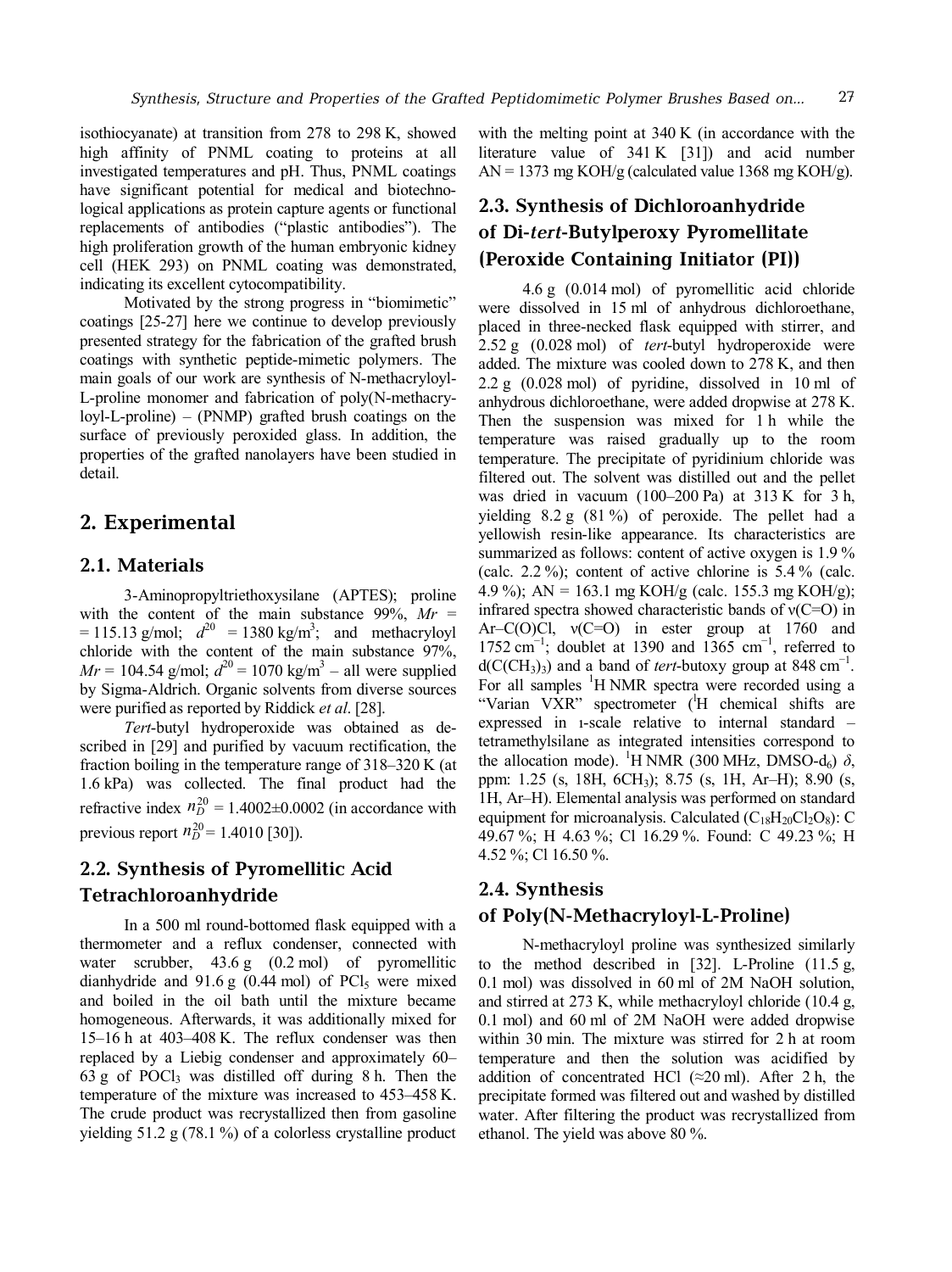isothiocyanate) at transition from 278 to 298 K, showed high affinity of PNML coating to proteins at all investigated temperatures and pH. Thus, PNML coatings have significant potential for medical and biotechnological applications as protein capture agents or functional replacements of antibodies ("plastic antibodies"). The high proliferation growth of the human embryonic kidney cell (HEK 293) on PNML coating was demonstrated, indicating its excellent cytocompatibility.

Motivated by the strong progress in "biomimetic" coatings [25-27] here we continue to develop previously presented strategy for the fabrication of the grafted brush coatings with synthetic peptide-mimetic polymers. The main goals of our work are synthesis of N-methacryloyl-L-proline monomer and fabrication of poly(N-methacryloyl-L-proline) – (PNMP) grafted brush coatings on the surface of previously peroxided glass. In addition, the properties of the grafted nanolayers have been studied in detail.

## 2. Experimental

### 2.1. Materials

3-Aminopropyltriethoxysilane (APTES); proline with the content of the main substance 99%, $Mr$ = = 115.13 g/mol; $d^{20}$ = 1380 kg/m$^3$; and methacryloyl chloride with the content of the main substance 97%, $Mr$ = 104.54 g/mol; $d^{20}$ = 1070 kg/m$^3$ – all were supplied by Sigma-Aldrich. Organic solvents from diverse sources were purified as reported by Riddick *et al*. [28].

*Tert*-butyl hydroperoxide was obtained as described in [29] and purified by vacuum rectification, the fraction boiling in the temperature range of 318–320 K (at 1.6 kPa) was collected. The final product had the refractive index $n_D^{20}$ = 1.4002±0.0002 (in accordance with previous report $n_D^{20}$ = 1.4010 [30]).

### 2.2. Synthesis of Pyromellitic Acid Tetrachloroanhydride

In a 500 ml round-bottomed flask equipped with a thermometer and a reflux condenser, connected with water scrubber, 43.6 g (0.2 mol) of pyromellitic dianhydride and 91.6 g (0.44 mol) of $PCl_5$ were mixed and boiled in the oil bath until the mixture became homogeneous. Afterwards, it was additionally mixed for 15–16 h at 403–408 K. The reflux condenser was then replaced by a Liebig condenser and approximately 60–63 g of $POCl_3$ was distilled off during 8 h. Then the temperature of the mixture was increased to 453–458 K. The crude product was recrystallized then from gasoline yielding 51.2 g (78.1 %) of a colorless crystalline product with the melting point at 340 K (in accordance with the literature value of 341 K [31]) and acid number AN = 1373 mg KOH/g (calculated value 1368 mg KOH/g).

### 2.3. Synthesis of Dichloroanhydride of Di-*tert*-Butylperoxy Pyromellitate (Peroxide Containing Initiator (PI))

4.6 g (0.014 mol) of pyromellitic acid chloride were dissolved in 15 ml of anhydrous dichloroethane, placed in three-necked flask equipped with stirrer, and 2.52 g (0.028 mol) of *tert*-butyl hydroperoxide were added. The mixture was cooled down to 278 K, and then 2.2 g (0.028 mol) of pyridine, dissolved in 10 ml of anhydrous dichloroethane, were added dropwise at 278 K. Then the suspension was mixed for 1 h while the temperature was raised gradually up to the room temperature. The precipitate of pyridinium chloride was filtered out. The solvent was distilled out and the pellet was dried in vacuum (100–200 Pa) at 313 K for 3 h, yielding 8.2 g (81 %) of peroxide. The pellet had a yellowish resin-like appearance. Its characteristics are summarized as follows: content of active oxygen is 1.9 % (calc. 2.2 %); content of active chlorine is 5.4 % (calc. 4.9 %); AN = 163.1 mg KOH/g (calc. 155.3 mg KOH/g); infrared spectra showed characteristic bands of ν(C=O) in Ar–C(O)Cl, ν(C=O) in ester group at 1760 and 1752 cm$^{-1}$; doublet at 1390 and 1365 cm$^{-1}$, referred to d(C(CH$_3$)$_3$) and a band of *tert*-butoxy group at 848 cm$^{-1}$. For all samples $^1$H NMR spectra were recorded using a "Varian VXR" spectrometer ($^1$H chemical shifts are expressed in ı-scale relative to internal standard – tetramethylsilane as integrated intensities correspond to the allocation mode). $^1$H NMR (300 MHz, DMSO-d$_6$) $\delta$, ppm: 1.25 (s, 18H, 6CH$_3$); 8.75 (s, 1H, Ar–H); 8.90 (s, 1H, Ar–H). Elemental analysis was performed on standard equipment for microanalysis. Calculated ($C_{18}H_{20}Cl_2O_8$): C 49.67 %; H 4.63 %; Cl 16.29 %. Found: C 49.23 %; H 4.52 %; Cl 16.50 %.

### 2.4. Synthesis of Poly(N-Methacryloyl-L-Proline)

N-methacryloyl proline was synthesized similarly to the method described in [32]. L-Proline (11.5 g, 0.1 mol) was dissolved in 60 ml of 2M NaOH solution, and stirred at 273 K, while methacryloyl chloride (10.4 g, 0.1 mol) and 60 ml of 2M NaOH were added dropwise within 30 min. The mixture was stirred for 2 h at room temperature and then the solution was acidified by addition of concentrated HCl (≈20 ml). After 2 h, the precipitate formed was filtered out and washed by distilled water. After filtering the product was recrystallized from ethanol. The yield was above 80 %.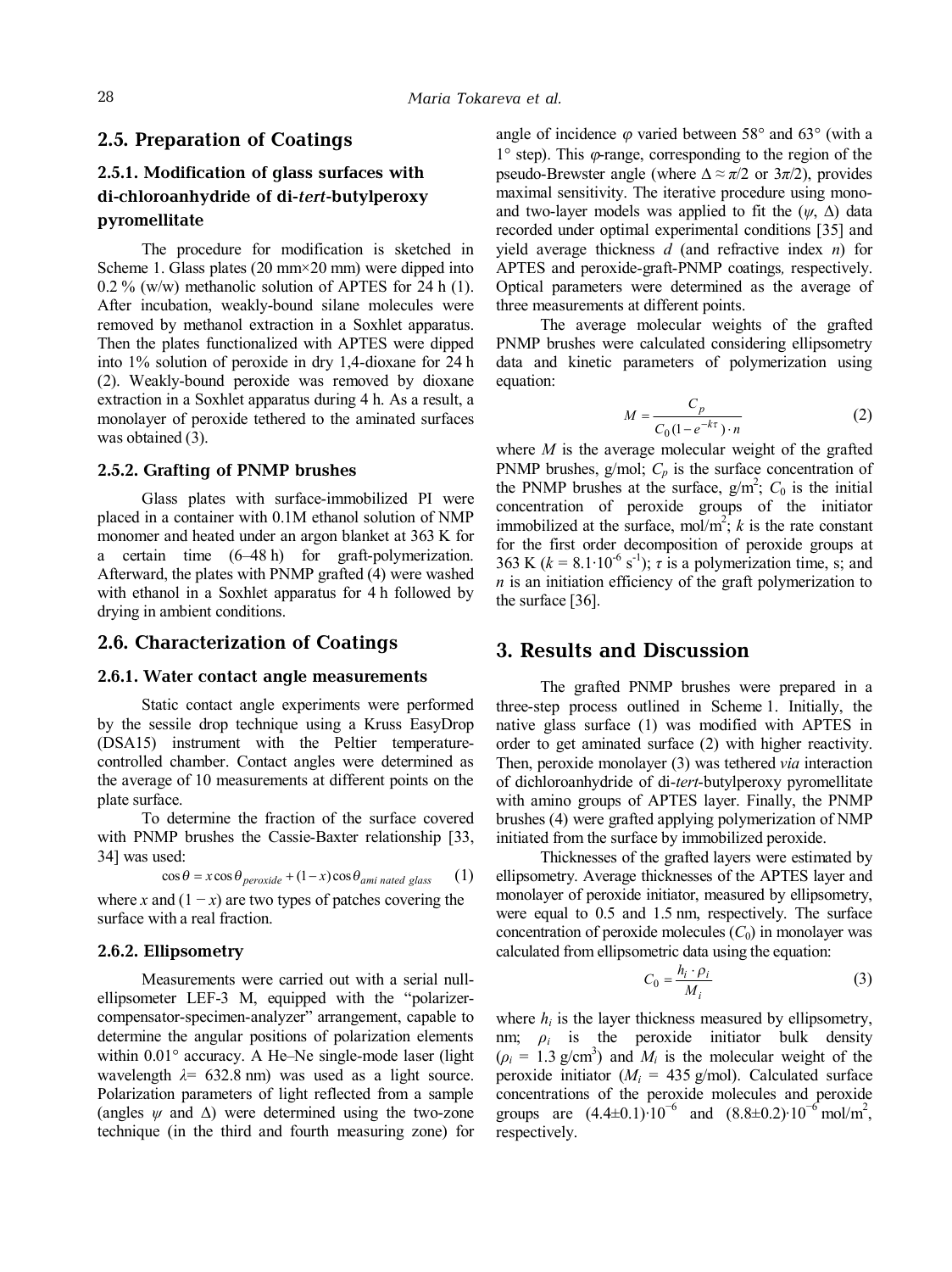## 2.5. Preparation of Coatings

### 2.5.1. Modification of glass surfaces with di-chloroanhydride of di-*tert*-butylperoxy pyromellitate

The procedure for modification is sketched in Scheme 1. Glass plates (20 mm×20 mm) were dipped into 0.2 % (w/w) methanolic solution of APTES for 24 h (1). After incubation, weakly-bound silane molecules were removed by methanol extraction in a Soxhlet apparatus. Then the plates functionalized with APTES were dipped into 1% solution of peroxide in dry 1,4-dioxane for 24 h (2). Weakly-bound peroxide was removed by dioxane extraction in a Soxhlet apparatus during 4 h. As a result, a monolayer of peroxide tethered to the aminated surfaces was obtained (3).

### 2.5.2. Grafting of PNMP brushes

Glass plates with surface-immobilized PI were placed in a container with 0.1M ethanol solution of NMP monomer and heated under an argon blanket at 363 K for a certain time (6–48 h) for graft-polymerization. Afterward, the plates with PNMP grafted (4) were washed with ethanol in a Soxhlet apparatus for 4 h followed by drying in ambient conditions.

## 2.6. Characterization of Coatings

### 2.6.1. Water contact angle measurements

Static contact angle experiments were performed by the sessile drop technique using a Kruss EasyDrop (DSA15) instrument with the Peltier temperature-controlled chamber. Contact angles were determined as the average of 10 measurements at different points on the plate surface.

To determine the fraction of the surface covered with PNMP brushes the Cassie-Baxter relationship [33, 34] was used:

$$\cos\theta = x\cos\theta_{peroxide} + (1-x)\cos\theta_{aminated\ glass} \quad (1)$$

where $x$ and $(1-x)$ are two types of patches covering the surface with a real fraction.

### 2.6.2. Ellipsometry

Measurements were carried out with a serial null-ellipsometer LEF-3 M, equipped with the "polarizer-compensator-specimen-analyzer" arrangement, capable to determine the angular positions of polarization elements within 0.01° accuracy. A He–Ne single-mode laser (light wavelength $\lambda$= 632.8 nm) was used as a light source. Polarization parameters of light reflected from a sample (angles $\psi$ and $\Delta$) were determined using the two-zone technique (in the third and fourth measuring zone) for angle of incidence $\varphi$ varied between 58° and 63° (with a 1° step). This $\varphi$-range, corresponding to the region of the pseudo-Brewster angle (where $\Delta \approx \pi/2$ or $3\pi/2$), provides maximal sensitivity. The iterative procedure using mono- and two-layer models was applied to fit the ($\psi$, $\Delta$) data recorded under optimal experimental conditions [35] and yield average thickness $d$ (and refractive index $n$) for APTES and peroxide-graft-PNMP coatings, respectively. Optical parameters were determined as the average of three measurements at different points.

The average molecular weights of the grafted PNMP brushes were calculated considering ellipsometry data and kinetic parameters of polymerization using equation:

$$M = \frac{C_p}{C_0(1-e^{-k\tau})\cdot n} \quad (2)$$

where $M$ is the average molecular weight of the grafted PNMP brushes, g/mol; $C_p$ is the surface concentration of the PNMP brushes at the surface, g/m$^2$; $C_0$ is the initial concentration of peroxide groups of the initiator immobilized at the surface, mol/m$^2$; $k$ is the rate constant for the first order decomposition of peroxide groups at 363 K ($k = 8.1\cdot10^{-6}$ s$^{-1}$); $\tau$ is a polymerization time, s; and $n$ is an initiation efficiency of the graft polymerization to the surface [36].

## 3. Results and Discussion

The grafted PNMP brushes were prepared in a three-step process outlined in Scheme 1. Initially, the native glass surface (1) was modified with APTES in order to get aminated surface (2) with higher reactivity. Then, peroxide monolayer (3) was tethered *via* interaction of dichloroanhydride of di-*tert*-butylperoxy pyromellitate with amino groups of APTES layer. Finally, the PNMP brushes (4) were grafted applying polymerization of NMP initiated from the surface by immobilized peroxide.

Thicknesses of the grafted layers were estimated by ellipsometry. Average thicknesses of the APTES layer and monolayer of peroxide initiator, measured by ellipsometry, were equal to 0.5 and 1.5 nm, respectively. The surface concentration of peroxide molecules ($C_0$) in monolayer was calculated from ellipsometric data using the equation:

$$C_0 = \frac{h_i \cdot \rho_i}{M_i} \quad (3)$$

where $h_i$ is the layer thickness measured by ellipsometry, nm; $\rho_i$ is the peroxide initiator bulk density ($\rho_i$ = 1.3 g/cm$^3$) and $M_i$ is the molecular weight of the peroxide initiator ($M_i$ = 435 g/mol). Calculated surface concentrations of the peroxide molecules and peroxide groups are $(4.4\pm0.1)\cdot10^{-6}$ and $(8.8\pm0.2)\cdot10^{-6}$ mol/m$^2$, respectively.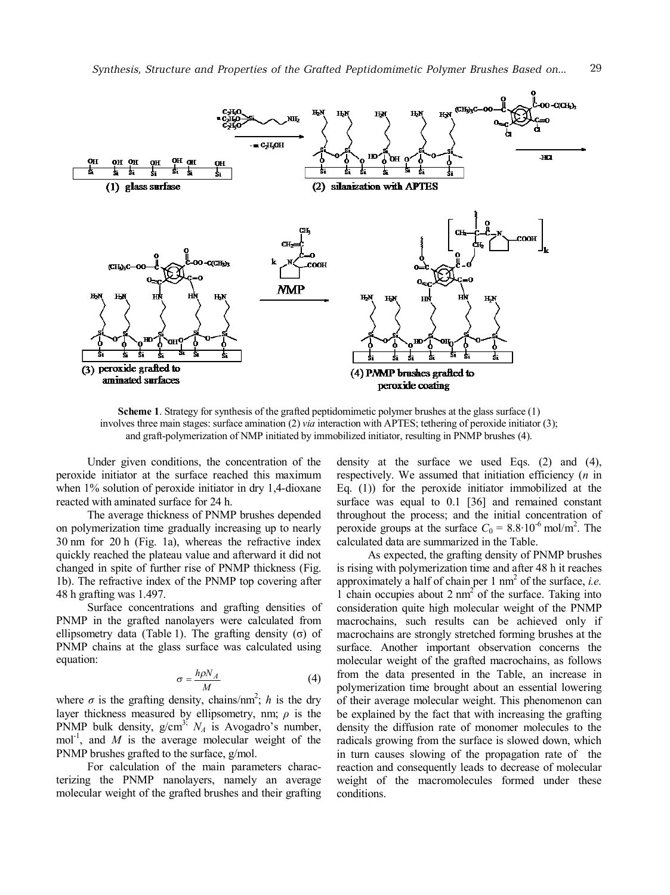**Scheme 1**. Strategy for synthesis of the grafted peptidomimetic polymer brushes at the glass surface (1) involves three main stages: surface amination (2) *via* interaction with APTES; tethering of peroxide initiator (3); and graft-polymerization of NMP initiated by immobilized initiator, resulting in PNMP brushes (4).

Under given conditions, the concentration of the peroxide initiator at the surface reached this maximum when 1% solution of peroxide initiator in dry 1,4-dioxane reacted with aminated surface for 24 h.

The average thickness of PNMP brushes depended on polymerization time gradually increasing up to nearly 30 nm for 20 h (Fig. 1a), whereas the refractive index quickly reached the plateau value and afterward it did not changed in spite of further rise of PNMP thickness (Fig. 1b). The refractive index of the PNMP top covering after 48 h grafting was 1.497.

Surface concentrations and grafting densities of PNMP in the grafted nanolayers were calculated from ellipsometry data (Table 1). The grafting density (σ) of PNMP chains at the glass surface was calculated using equation:

$$\sigma = \frac{h \rho N_A}{M} \qquad (4)$$

where $\sigma$ is the grafting density, chains/nm$^2$; $h$ is the dry layer thickness measured by ellipsometry, nm; $\rho$ is the PNMP bulk density, g/cm$^3$; $N_A$ is Avogadro's number, mol$^{-1}$, and $M$ is the average molecular weight of the PNMP brushes grafted to the surface, g/mol.

For calculation of the main parameters characterizing the PNMP nanolayers, namely an average molecular weight of the grafted brushes and their grafting density at the surface we used Eqs. (2) and (4), respectively. We assumed that initiation efficiency ($n$ in Eq. (1)) for the peroxide initiator immobilized at the surface was equal to 0.1 [36] and remained constant throughout the process; and the initial concentration of peroxide groups at the surface $C_0 = 8.8 \cdot 10^{-6}$ mol/m$^2$. The calculated data are summarized in the Table.

As expected, the grafting density of PNMP brushes is rising with polymerization time and after 48 h it reaches approximately a half of chain per 1 nm$^2$ of the surface, *i.e.* 1 chain occupies about 2 nm$^2$ of the surface. Taking into consideration quite high molecular weight of the PNMP macrochains, such results can be achieved only if macrochains are strongly stretched forming brushes at the surface. Another important observation concerns the molecular weight of the grafted macrochains, as follows from the data presented in the Table, an increase in polymerization time brought about an essential lowering of their average molecular weight. This phenomenon can be explained by the fact that with increasing the grafting density the diffusion rate of monomer molecules to the radicals growing from the surface is slowed down, which in turn causes slowing of the propagation rate of the reaction and consequently leads to decrease of molecular weight of the macromolecules formed under these conditions.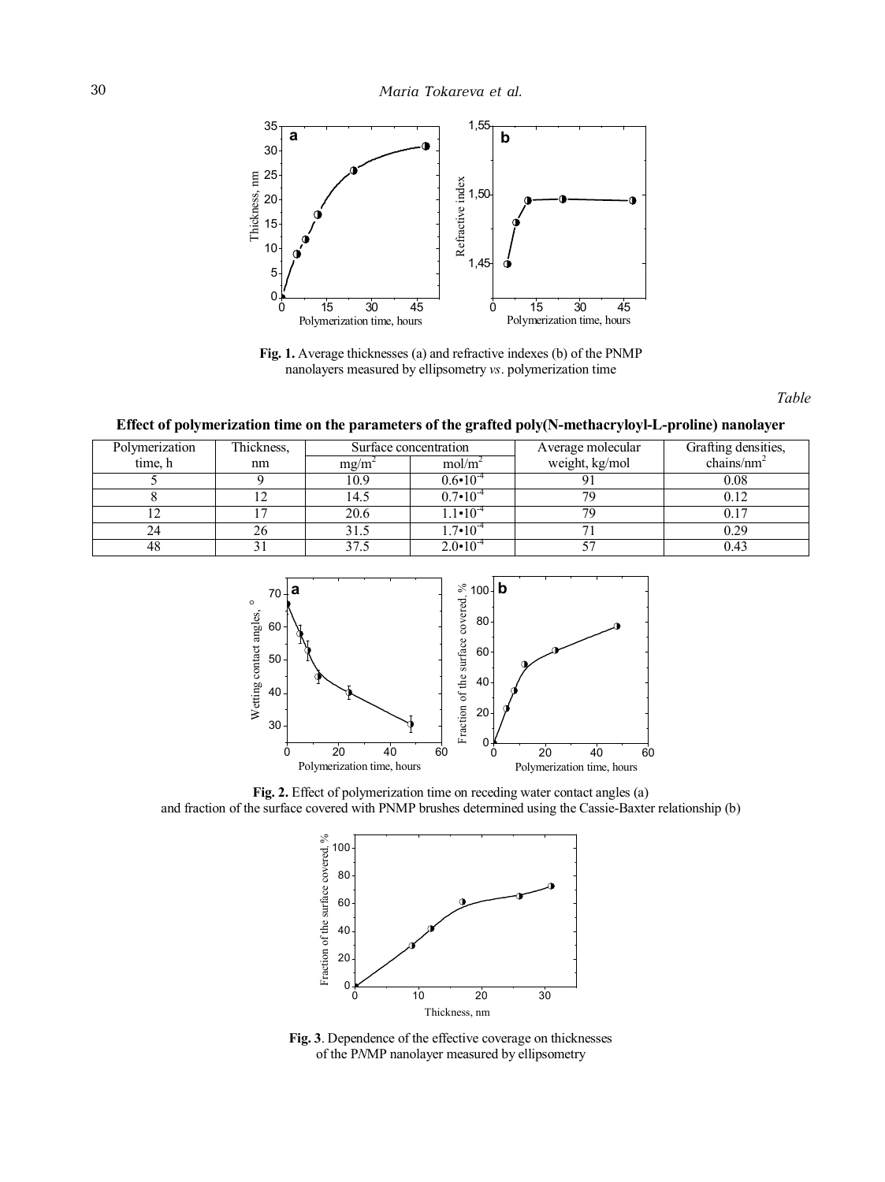Fig. 1. Average thicknesses (a) and refractive indexes (b) of the PNMP nanolayers measured by ellipsometry *vs*. polymerization time

*Table*

**Effect of polymerization time on the parameters of the grafted poly(N-methacryloyl-L-proline) nanolayer**

| Polymerization time, h | Thickness, nm | Surface concentration | | Average molecular weight, kg/mol | Grafting densities, chains/nm$^2$ |
|---|---|---|---|---|---|
| | | mg/m$^2$ | mol/m$^2$ | | |
| 5 | 9 | 10.9 | $0.6 \cdot 10^{-4}$ | 91 | 0.08 |
| 8 | 12 | 14.5 | $0.7 \cdot 10^{-4}$ | 79 | 0.12 |
| 12 | 17 | 20.6 | $1.1 \cdot 10^{-4}$ | 79 | 0.17 |
| 24 | 26 | 31.5 | $1.7 \cdot 10^{-4}$ | 71 | 0.29 |
| 48 | 31 | 37.5 | $2.0 \cdot 10^{-4}$ | 57 | 0.43 |

**Fig. 2.** Effect of polymerization time on receding water contact angles (a) and fraction of the surface covered with PNMP brushes determined using the Cassie-Baxter relationship (b)

**Fig. 3**. Dependence of the effective coverage on thicknesses of the PNMP nanolayer measured by ellipsometry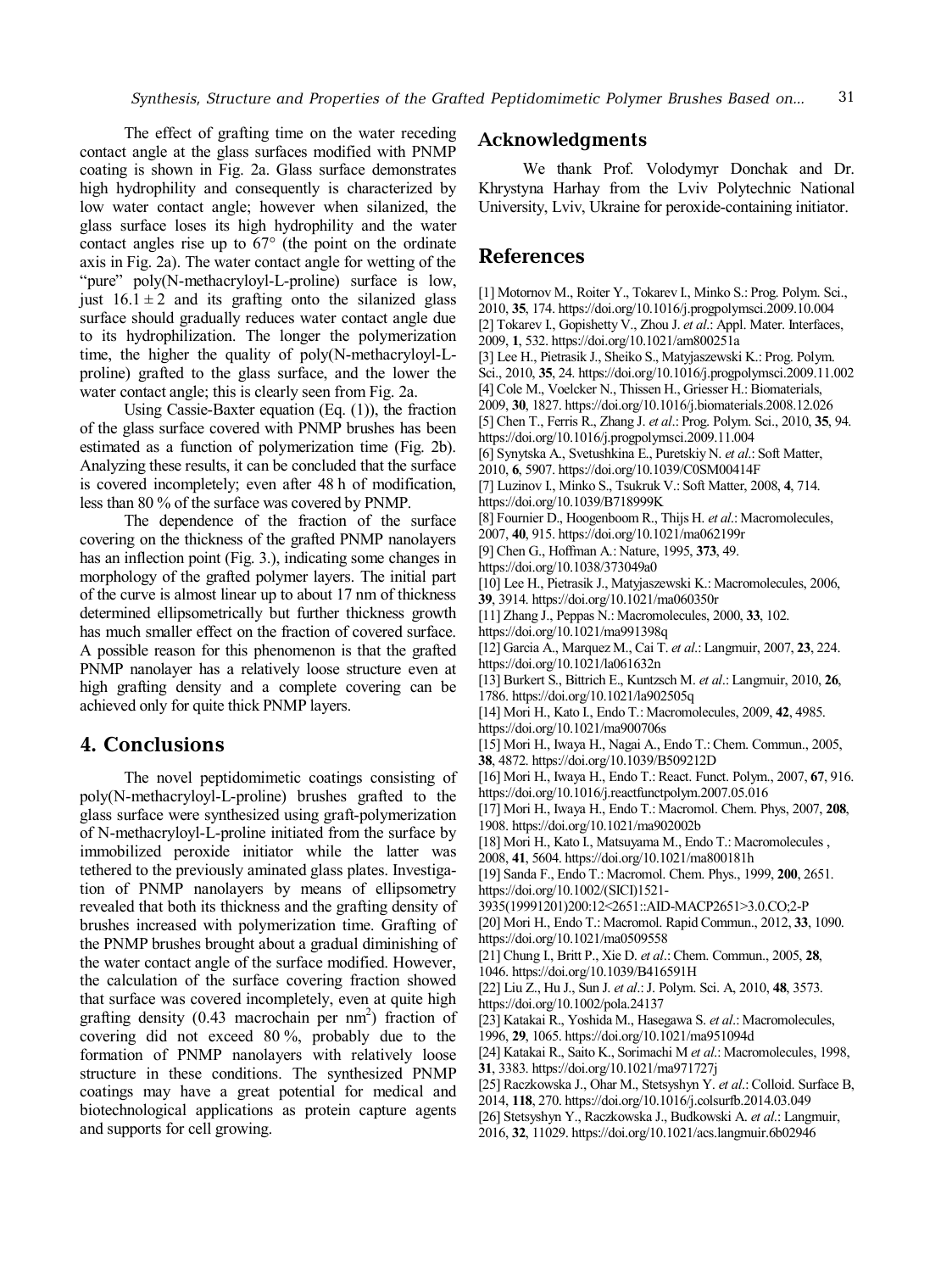The effect of grafting time on the water receding contact angle at the glass surfaces modified with PNMP coating is shown in Fig. 2a. Glass surface demonstrates high hydrophility and consequently is characterized by low water contact angle; however when silanized, the glass surface loses its high hydrophility and the water contact angles rise up to 67° (the point on the ordinate axis in Fig. 2a). The water contact angle for wetting of the "pure" poly(N-methacryloyl-L-proline) surface is low, just $16.1 \pm 2$ and its grafting onto the silanized glass surface should gradually reduces water contact angle due to its hydrophilization. The longer the polymerization time, the higher the quality of poly(N-methacryloyl-L-proline) grafted to the glass surface, and the lower the water contact angle; this is clearly seen from Fig. 2a.

Using Cassie-Baxter equation (Eq. (1)), the fraction of the glass surface covered with PNMP brushes has been estimated as a function of polymerization time (Fig. 2b). Analyzing these results, it can be concluded that the surface is covered incompletely; even after 48 h of modification, less than 80 % of the surface was covered by PNMP.

The dependence of the fraction of the surface covering on the thickness of the grafted PNMP nanolayers has an inflection point (Fig. 3.), indicating some changes in morphology of the grafted polymer layers. The initial part of the curve is almost linear up to about 17 nm of thickness determined ellipsometrically but further thickness growth has much smaller effect on the fraction of covered surface. A possible reason for this phenomenon is that the grafted PNMP nanolayer has a relatively loose structure even at high grafting density and a complete covering can be achieved only for quite thick PNMP layers.

## 4. Conclusions

The novel peptidomimetic coatings consisting of poly(N-methacryloyl-L-proline) brushes grafted to the glass surface were synthesized using graft-polymerization of N-methacryloyl-L-proline initiated from the surface by immobilized peroxide initiator while the latter was tethered to the previously aminated glass plates. Investigation of PNMP nanolayers by means of ellipsometry revealed that both its thickness and the grafting density of brushes increased with polymerization time. Grafting of the PNMP brushes brought about a gradual diminishing of the water contact angle of the surface modified. However, the calculation of the surface covering fraction showed that surface was covered incompletely, even at quite high grafting density (0.43 macrochain per $nm^2$) fraction of covering did not exceed 80 %, probably due to the formation of PNMP nanolayers with relatively loose structure in these conditions. The synthesized PNMP coatings may have a great potential for medical and biotechnological applications as protein capture agents and supports for cell growing.

## Acknowledgments

We thank Prof. Volodymyr Donchak and Dr. Khrystyna Harhay from the Lviv Polytechnic National University, Lviv, Ukraine for peroxide-containing initiator.

## References

[1] Motornov M., Roiter Y., Tokarev I., Minko S.: Prog. Polym. Sci., 2010, **35**, 174. https://doi.org/10.1016/j.progpolymsci.2009.10.004

[2] Tokarev I., Gopishetty V., Zhou J. *et al*.: Appl. Mater. Interfaces, 2009, **1**, 532. https://doi.org/10.1021/am800251a

[3] Lee H., Pietrasik J., Sheiko S., Matyjaszewski K.: Prog. Polym. Sci., 2010, **35**, 24. https://doi.org/10.1016/j.progpolymsci.2009.11.002

[4] Cole M., Voelcker N., Thissen H., Griesser H.: Biomaterials, 2009, **30**, 1827. https://doi.org/10.1016/j.biomaterials.2008.12.026

[5] Chen T., Ferris R., Zhang J. *et al*.: Prog. Polym. Sci., 2010, **35**, 94. https://doi.org/10.1016/j.progpolymsci.2009.11.004

[6] Synytska A., Svetushkina E., Puretskiy N. *et al*.: Soft Matter, 2010, **6**, 5907. https://doi.org/10.1039/C0SM00414F

[7] Luzinov I., Minko S., Tsukruk V.: Soft Matter, 2008, **4**, 714. https://doi.org/10.1039/B718999K

[8] Fournier D., Hoogenboom R., Thijs H. *et al*.: Macromolecules, 2007, **40**, 915. https://doi.org/10.1021/ma062199r

[9] Chen G., Hoffman A.: Nature, 1995, **373**, 49. https://doi.org/10.1038/373049a0

[10] Lee H., Pietrasik J., Matyjaszewski K.: Macromolecules, 2006, **39**, 3914. https://doi.org/10.1021/ma060350r

[11] Zhang J., Peppas N.: Macromolecules, 2000, **33**, 102. https://doi.org/10.1021/ma991398q

[12] Garcia A., Marquez M., Cai T. *et al*.: Langmuir, 2007, **23**, 224. https://doi.org/10.1021/la061632n

[13] Burkert S., Bittrich E., Kuntzsch M. *et al*.: Langmuir, 2010, **26**, 1786. https://doi.org/10.1021/la902505q

[14] Mori H., Kato I., Endo T.: Macromolecules, 2009, **42**, 4985. https://doi.org/10.1021/ma900706s

[15] Mori H., Iwaya H., Nagai A., Endo T.: Chem. Commun., 2005, **38**, 4872. https://doi.org/10.1039/B509212D

[16] Mori H., Iwaya H., Endo T.: React. Funct. Polym., 2007, **67**, 916. https://doi.org/10.1016/j.reactfunctpolym.2007.05.016

[17] Mori H., Iwaya H., Endo T.: Macromol. Chem. Phys, 2007, **208**, 1908. https://doi.org/10.1021/ma902002b

[18] Mori H., Kato I., Matsuyama M., Endo T.: Macromolecules , 2008, **41**, 5604. https://doi.org/10.1021/ma800181h

[19] Sanda F., Endo T.: Macromol. Chem. Phys., 1999, **200**, 2651. https://doi.org/10.1002/(SICI)1521-3935(19991201)200:12<2651::AID-MACP2651>3.0.CO;2-P

[20] Mori H., Endo T.: Macromol. Rapid Commun., 2012, **33**, 1090. https://doi.org/10.1021/ma0509558

[21] Chung I., Britt P., Xie D. *et al*.: Chem. Commun., 2005, **28**, 1046. https://doi.org/10.1039/B416591H

[22] Liu Z., Hu J., Sun J. *et al*.: J. Polym. Sci. A, 2010, **48**, 3573. https://doi.org/10.1002/pola.24137

[23] Katakai R., Yoshida M., Hasegawa S. *et al*.: Macromolecules, 1996, **29**, 1065. https://doi.org/10.1021/ma951094d

[24] Katakai R., Saito K., Sorimachi M *et al*.: Macromolecules, 1998, **31**, 3383. https://doi.org/10.1021/ma971727j

[25] Raczkowska J., Ohar M., Stetsyshyn Y. *et al*.: Colloid. Surface B, 2014, **118**, 270. https://doi.org/10.1016/j.colsurfb.2014.03.049

[26] Stetsyshyn Y., Raczkowska J., Budkowski A. *et al*.: Langmuir, 2016, **32**, 11029. https://doi.org/10.1021/acs.langmuir.6b02946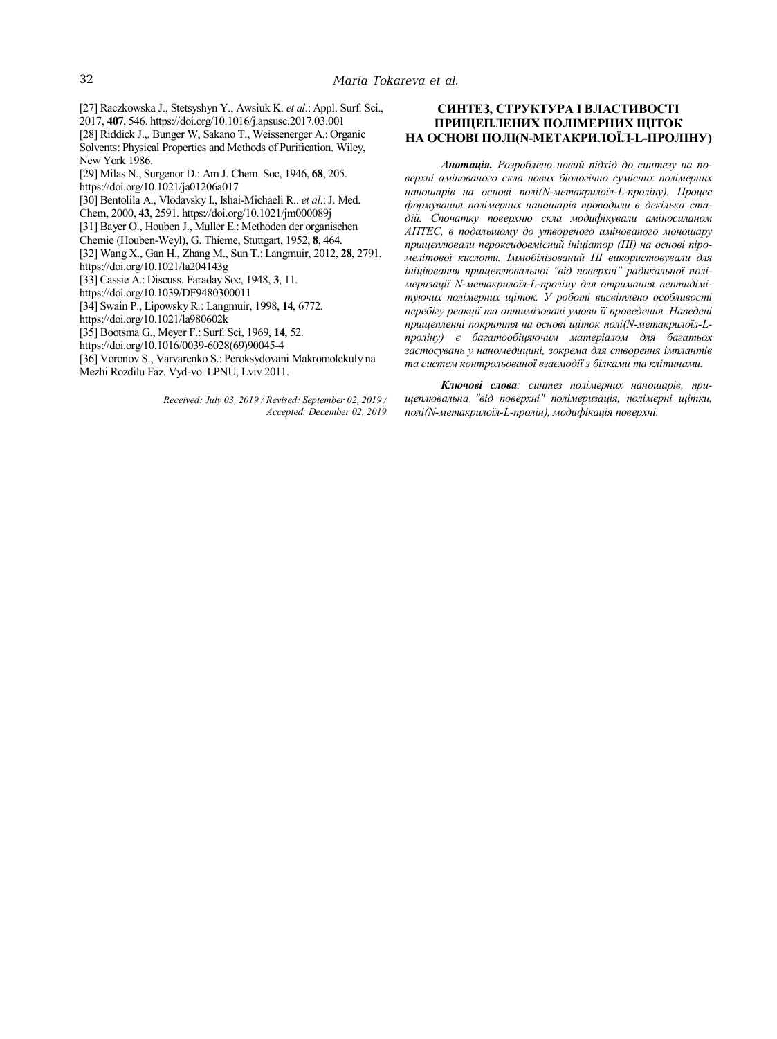[27] Raczkowska J., Stetsyshyn Y., Awsiuk K. *et al*.: Appl. Surf. Sci., 2017, **407**, 546. https://doi.org/10.1016/j.apsusc.2017.03.001
[28] Riddick J.,. Bunger W, Sakano T., Weissenerger A.: Organic Solvents: Physical Properties and Methods of Purification. Wiley, New York 1986.
[29] Milas N., Surgenor D.: Am J. Chem. Soc, 1946, **68**, 205. https://doi.org/10.1021/ja01206a017
[30] Bentolila A., Vlodavsky I., Ishai-Michaeli R.. *et al*.: J. Med. Chem, 2000, **43**, 2591. https://doi.org/10.1021/jm000089j
[31] Bayer O., Houben J., Muller E.: Methoden der organischen Chemie (Houben-Weyl), G. Thieme, Stuttgart, 1952, **8**, 464.
[32] Wang X., Gan H., Zhang M., Sun T.: Langmuir, 2012, **28**, 2791. https://doi.org/10.1021/la204143g
[33] Cassie A.: Discuss. Faraday Soc, 1948, **3**, 11. https://doi.org/10.1039/DF9480300011
[34] Swain P., Lipowsky R.: Langmuir, 1998, **14**, 6772. https://doi.org/10.1021/la980602k
[35] Bootsma G., Meyer F.: Surf. Sci, 1969, **14**, 52. https://doi.org/10.1016/0039-6028(69)90045-4
[36] Voronov S., Varvarenko S.: Peroksydovani Makromolekuly na Mezhi Rozdilu Faz. Vyd-vo LPNU, Lviv 2011.

*Received: July 03, 2019 / Revised: September 02, 2019 / Accepted: December 02, 2019*

## СИНТЕЗ, СТРУКТУРА І ВЛАСТИВОСТІ ПРИЩЕПЛЕНИХ ПОЛІМЕРНИХ ЩІТОК НА ОСНОВІ ПОЛІ(N-МЕТАКРИЛОЇЛ-L-ПРОЛІНУ)

***Анотація.*** *Розроблено новий підхід до синтезу на поверхні амінованого скла нових біологічно сумісних полімерних наношарів на основі полі(N-метакрилоїл-L-проліну). Процес формування полімерних наношарів проводили в декілька стадій. Спочатку поверхню скла модифікували аміносиланом АПТЕС, в подальшому до утвореного амінованого моношару прищеплювали пероксидовмісний ініціатор (ПІ) на основі піромелітової кислоти. Іммобілізований ПІ використовували для ініціювання прищеплювальної "від поверхні" радикальної полімеризації N-метакрилоїл-L-проліну для отримання пептидоміметуючих полімерних щіток. У роботі висвітлено особливості перебігу реакції та оптимізовані умови її проведення. Наведені прищепленні покриття на основі щіток полі(N-метакрилоїл-L-проліну) є багатообіцяючим матеріалом для багатьох застосувань у наномедицині, зокрема для створення імплантів та систем контрольованої взаємодії з білками та клітинами.*

***Ключові слова****: синтез полімерних наношарів, прищеплювальна "від поверхні" полімеризація, полімерні щітки, полі(N-метакрилоїл-L-пролін), модифікація поверхні.*